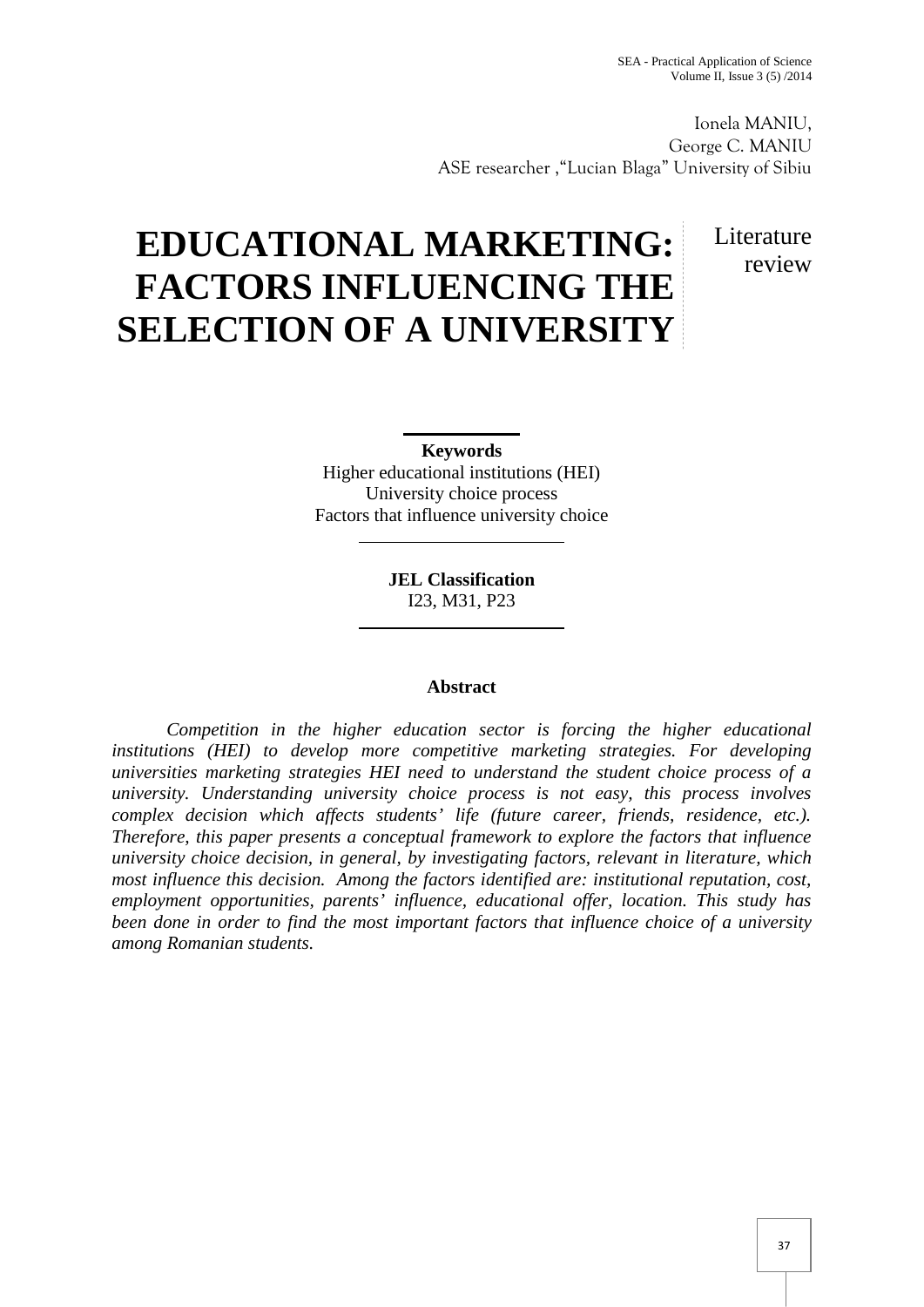Ionela MANIU,
George C. MANIU
ASE researcher ,"Lucian Blaga" University of Sibiu

# EDUCATIONAL MARKETING: FACTORS INFLUENCING THE SELECTION OF A UNIVERSITY

Literature review

**Keywords**

Higher educational institutions (HEI)
University choice process
Factors that influence university choice

**JEL Classification**

I23, M31, P23

## Abstract

*Competition in the higher education sector is forcing the higher educational institutions (HEI) to develop more competitive marketing strategies. For developing universities marketing strategies HEI need to understand the student choice process of a university. Understanding university choice process is not easy, this process involves complex decision which affects students' life (future career, friends, residence, etc.). Therefore, this paper presents a conceptual framework to explore the factors that influence university choice decision, in general, by investigating factors, relevant in literature, which most influence this decision. Among the factors identified are: institutional reputation, cost, employment opportunities, parents' influence, educational offer, location. This study has been done in order to find the most important factors that influence choice of a university among Romanian students.*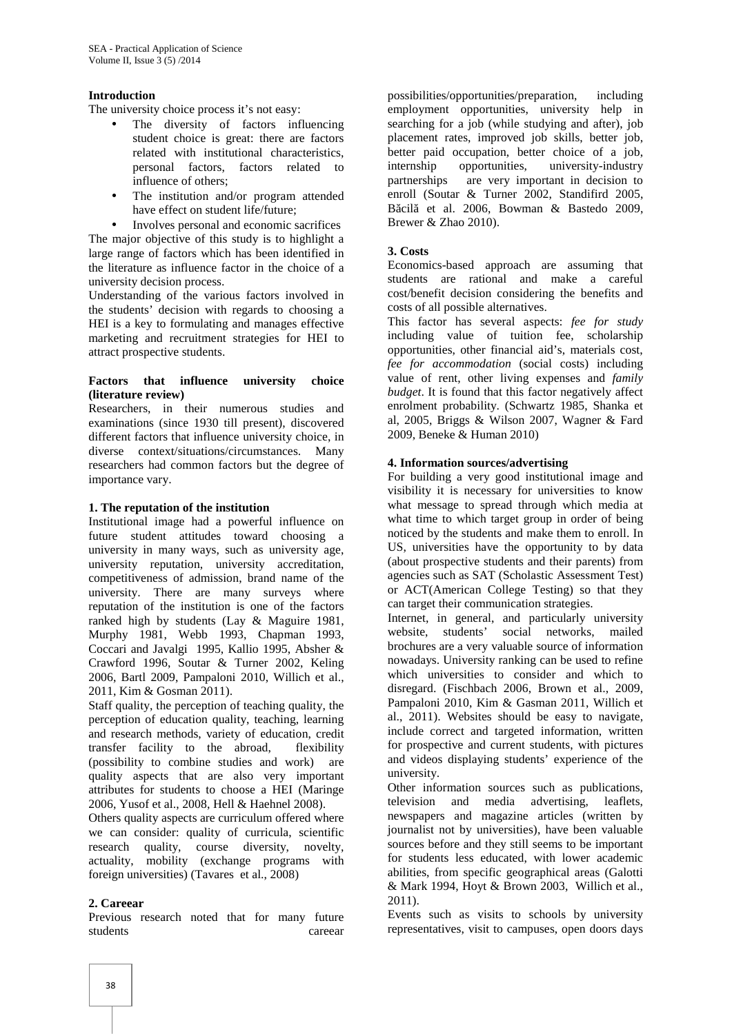## Introduction

The university choice process it's not easy:

- The diversity of factors influencing student choice is great: there are factors related with institutional characteristics, personal factors, factors related to influence of others;
- The institution and/or program attended have effect on student life/future;
- Involves personal and economic sacrifices

The major objective of this study is to highlight a large range of factors which has been identified in the literature as influence factor in the choice of a university decision process.

Understanding of the various factors involved in the students' decision with regards to choosing a HEI is a key to formulating and manages effective marketing and recruitment strategies for HEI to attract prospective students.

## Factors that influence university choice (literature review)

Researchers, in their numerous studies and examinations (since 1930 till present), discovered different factors that influence university choice, in diverse context/situations/circumstances. Many researchers had common factors but the degree of importance vary.

### 1. The reputation of the institution

Institutional image had a powerful influence on future student attitudes toward choosing a university in many ways, such as university age, university reputation, university accreditation, competitiveness of admission, brand name of the university. There are many surveys where reputation of the institution is one of the factors ranked high by students (Lay & Maguire 1981, Murphy 1981, Webb 1993, Chapman 1993, Coccari and Javalgi 1995, Kallio 1995, Absher & Crawford 1996, Soutar & Turner 2002, Keling 2006, Bartl 2009, Pampaloni 2010, Willich et al., 2011, Kim & Gosman 2011).

Staff quality, the perception of teaching quality, the perception of education quality, teaching, learning and research methods, variety of education, credit transfer facility to the abroad, flexibility (possibility to combine studies and work) are quality aspects that are also very important attributes for students to choose a HEI (Maringe 2006, Yusof et al., 2008, Hell & Haehnel 2008).

Others quality aspects are curriculum offered where we can consider: quality of curricula, scientific research quality, course diversity, novelty, actuality, mobility (exchange programs with foreign universities) (Tavares et al., 2008)

### 2. Careear

Previous research noted that for many future students careear possibilities/opportunities/preparation, including employment opportunities, university help in searching for a job (while studying and after), job placement rates, improved job skills, better job, better paid occupation, better choice of a job, internship opportunities, university-industry partnerships are very important in decision to enroll (Soutar & Turner 2002, Standifird 2005, Băcilă et al. 2006, Bowman & Bastedo 2009, Brewer & Zhao 2010).

### 3. Costs

Economics-based approach are assuming that students are rational and make a careful cost/benefit decision considering the benefits and costs of all possible alternatives.

This factor has several aspects: *fee for study* including value of tuition fee, scholarship opportunities, other financial aid's, materials cost, *fee for accommodation* (social costs) including value of rent, other living expenses and *family budget*. It is found that this factor negatively affect enrolment probability. (Schwartz 1985, Shanka et al, 2005, Briggs & Wilson 2007, Wagner & Fard 2009, Beneke & Human 2010)

### 4. Information sources/advertising

For building a very good institutional image and visibility it is necessary for universities to know what message to spread through which media at what time to which target group in order of being noticed by the students and make them to enroll. In US, universities have the opportunity to by data (about prospective students and their parents) from agencies such as SAT (Scholastic Assessment Test) or ACT(American College Testing) so that they can target their communication strategies.

Internet, in general, and particularly university website, students' social networks, mailed brochures are a very valuable source of information nowadays. University ranking can be used to refine which universities to consider and which to disregard. (Fischbach 2006, Brown et al., 2009, Pampaloni 2010, Kim & Gasman 2011, Willich et al., 2011). Websites should be easy to navigate, include correct and targeted information, written for prospective and current students, with pictures and videos displaying students' experience of the university.

Other information sources such as publications, television and media advertising, leaflets, newspapers and magazine articles (written by journalist not by universities), have been valuable sources before and they still seems to be important for students less educated, with lower academic abilities, from specific geographical areas (Galotti & Mark 1994, Hoyt & Brown 2003, Willich et al., 2011).

Events such as visits to schools by university representatives, visit to campuses, open doors days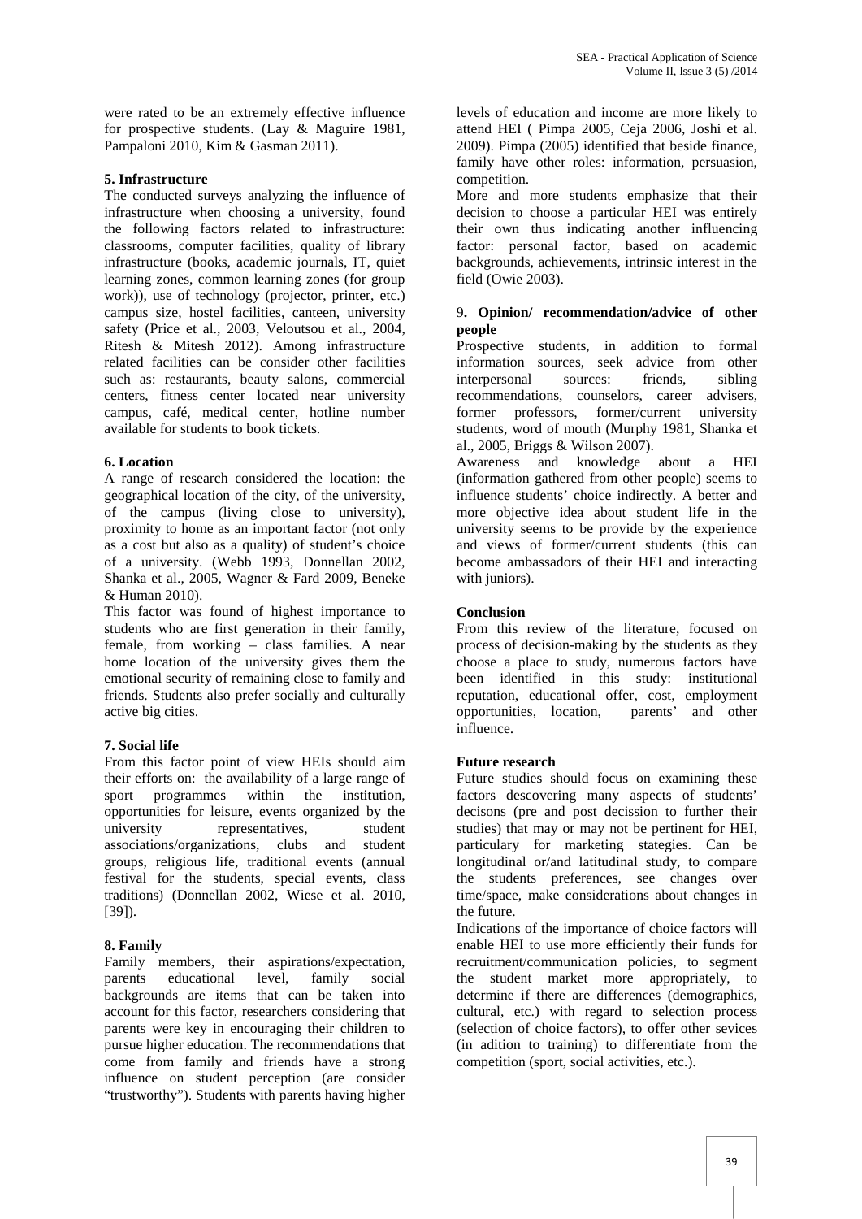were rated to be an extremely effective influence for prospective students. (Lay & Maguire 1981, Pampaloni 2010, Kim & Gasman 2011).

### 5. Infrastructure

The conducted surveys analyzing the influence of infrastructure when choosing a university, found the following factors related to infrastructure: classrooms, computer facilities, quality of library infrastructure (books, academic journals, IT, quiet learning zones, common learning zones (for group work)), use of technology (projector, printer, etc.) campus size, hostel facilities, canteen, university safety (Price et al., 2003, Veloutsou et al., 2004, Ritesh & Mitesh 2012). Among infrastructure related facilities can be consider other facilities such as: restaurants, beauty salons, commercial centers, fitness center located near university campus, café, medical center, hotline number available for students to book tickets.

### 6. Location

A range of research considered the location: the geographical location of the city, of the university, of the campus (living close to university), proximity to home as an important factor (not only as a cost but also as a quality) of student's choice of a university. (Webb 1993, Donnellan 2002, Shanka et al., 2005, Wagner & Fard 2009, Beneke & Human 2010).

This factor was found of highest importance to students who are first generation in their family, female, from working – class families. A near home location of the university gives them the emotional security of remaining close to family and friends. Students also prefer socially and culturally active big cities.

### 7. Social life

From this factor point of view HEIs should aim their efforts on: the availability of a large range of sport programmes within the institution, opportunities for leisure, events organized by the university representatives, student associations/organizations, clubs and student groups, religious life, traditional events (annual festival for the students, special events, class traditions) (Donnellan 2002, Wiese et al. 2010, [39]).

### 8. Family

Family members, their aspirations/expectation, parents educational level, family social backgrounds are items that can be taken into account for this factor, researchers considering that parents were key in encouraging their children to pursue higher education. The recommendations that come from family and friends have a strong influence on student perception (are consider "trustworthy"). Students with parents having higher levels of education and income are more likely to attend HEI ( Pimpa 2005, Ceja 2006, Joshi et al. 2009). Pimpa (2005) identified that beside finance, family have other roles: information, persuasion, competition.

More and more students emphasize that their decision to choose a particular HEI was entirely their own thus indicating another influencing factor: personal factor, based on academic backgrounds, achievements, intrinsic interest in the field (Owie 2003).

### 9. Opinion/ recommendation/advice of other people

Prospective students, in addition to formal information sources, seek advice from other interpersonal sources: friends, sibling recommendations, counselors, career advisers, former professors, former/current university students, word of mouth (Murphy 1981, Shanka et al., 2005, Briggs & Wilson 2007).

Awareness and knowledge about a HEI (information gathered from other people) seems to influence students' choice indirectly. A better and more objective idea about student life in the university seems to be provide by the experience and views of former/current students (this can become ambassadors of their HEI and interacting with juniors).

## Conclusion

From this review of the literature, focused on process of decision-making by the students as they choose a place to study, numerous factors have been identified in this study: institutional reputation, educational offer, cost, employment opportunities, location, parents' and other influence.

## Future research

Future studies should focus on examining these factors descovering many aspects of students' decisons (pre and post decission to further their studies) that may or may not be pertinent for HEI, particulary for marketing stategies. Can be longitudinal or/and latitudinal study, to compare the students preferences, see changes over time/space, make considerations about changes in the future.

Indications of the importance of choice factors will enable HEI to use more efficiently their funds for recruitment/communication policies, to segment the student market more appropriately, to determine if there are differences (demographics, cultural, etc.) with regard to selection process (selection of choice factors), to offer other sevices (in adition to training) to differentiate from the competition (sport, social activities, etc.).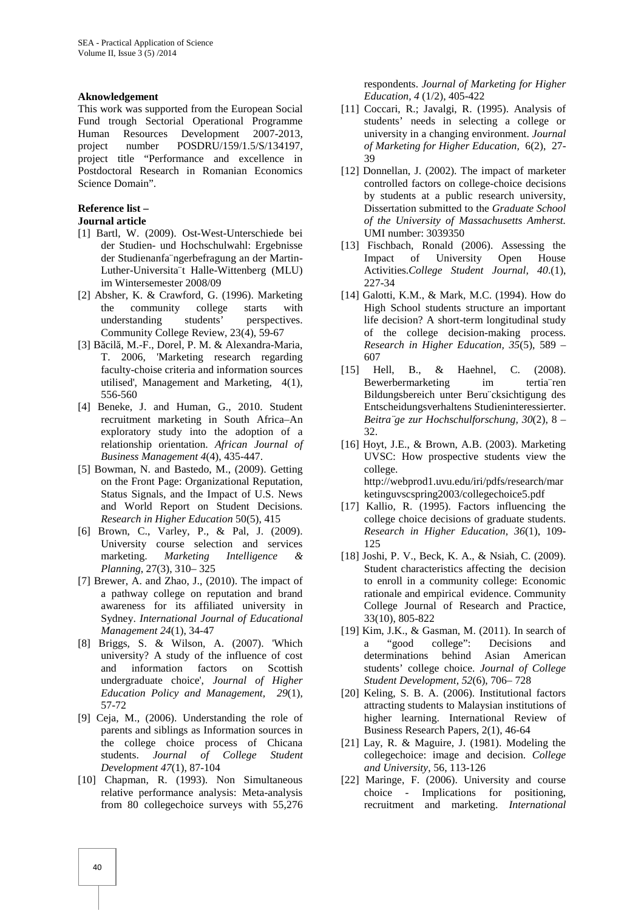**Aknowledgement**

This work was supported from the European Social Fund trough Sectorial Operational Programme Human Resources Development 2007-2013, project number POSDRU/159/1.5/S/134197, project title "Performance and excellence in Postdoctoral Research in Romanian Economics Science Domain".

**Reference list –**

**Journal article**

[1] Bartl, W. (2009). Ost-West-Unterschiede bei der Studien- und Hochschulwahl: Ergebnisse der Studienanfa¨ngerbefragung an der Martin-Luther-Universita¨t Halle-Wittenberg (MLU) im Wintersemester 2008/09

[2] Absher, K. & Crawford, G. (1996). Marketing the community college starts with understanding students' perspectives. Community College Review, 23(4), 59-67

[3] Băcilă, M.-F., Dorel, P. M. & Alexandra-Maria, T. 2006, 'Marketing research regarding faculty-choise criteria and information sources utilised', Management and Marketing, 4(1), 556-560

[4] Beneke, J. and Human, G., 2010. Student recruitment marketing in South Africa–An exploratory study into the adoption of a relationship orientation. *African Journal of Business Management 4*(4), 435-447.

[5] Bowman, N. and Bastedo, M., (2009). Getting on the Front Page: Organizational Reputation, Status Signals, and the Impact of U.S. News and World Report on Student Decisions. *Research in Higher Education* 50(5), 415

[6] Brown, C., Varley, P., & Pal, J. (2009). University course selection and services marketing. *Marketing Intelligence & Planning*, 27(3), 310– 325

[7] Brewer, A. and Zhao, J., (2010). The impact of a pathway college on reputation and brand awareness for its affiliated university in Sydney. *International Journal of Educational Management 24*(1), 34-47

[8] Briggs, S. & Wilson, A. (2007). 'Which university? A study of the influence of cost and information factors on Scottish undergraduate choice', *Journal of Higher Education Policy and Management, 29*(1), 57-72

[9] Ceja, M., (2006). Understanding the role of parents and siblings as Information sources in the college choice process of Chicana students. *Journal of College Student Development 47*(1), 87-104

[10] Chapman, R. (1993). Non Simultaneous relative performance analysis: Meta-analysis from 80 collegechoice surveys with 55,276 respondents. *Journal of Marketing for Higher Education, 4* (1/2), 405-422

[11] Coccari, R.; Javalgi, R. (1995). Analysis of students' needs in selecting a college or university in a changing environment. *Journal of Marketing for Higher Education,* 6(2), 27-39

[12] Donnellan, J. (2002). The impact of marketer controlled factors on college-choice decisions by students at a public research university, Dissertation submitted to the *Graduate School of the University of Massachusetts Amherst.* UMI number: 3039350

[13] Fischbach, Ronald (2006). Assessing the Impact of University Open House Activities.*College Student Journal, 40*.(1), 227-34

[14] Galotti, K.M., & Mark, M.C. (1994). How do High School students structure an important life decision? A short-term longitudinal study of the college decision-making process. *Research in Higher Education, 35*(5), 589 – 607

[15] Hell, B., & Haehnel, C. (2008). Bewerbermarketing im tertia¨ren Bildungsbereich unter Beru¨cksichtigung des Entscheidungsverhaltens Studieninteressierter. *Beitra¨ge zur Hochschulforschung, 30*(2), 8 – 32.

[16] Hoyt, J.E., & Brown, A.B. (2003). Marketing UVSC: How prospective students view the college. http://webprod1.uvu.edu/iri/pdfs/research/marketinguvscspring2003/collegechoice5.pdf

[17] Kallio, R. (1995). Factors influencing the college choice decisions of graduate students. *Research in Higher Education, 36*(1), 109-125

[18] Joshi, P. V., Beck, K. A., & Nsiah, C. (2009). Student characteristics affecting the decision to enroll in a community college: Economic rationale and empirical evidence. Community College Journal of Research and Practice, 33(10), 805-822

[19] Kim, J.K., & Gasman, M. (2011). In search of a "good college": Decisions and determinations behind Asian American students' college choice. *Journal of College Student Development, 52*(6), 706– 728

[20] Keling, S. B. A. (2006). Institutional factors attracting students to Malaysian institutions of higher learning. International Review of Business Research Papers, 2(1), 46-64

[21] Lay, R. & Maguire, J. (1981). Modeling the collegechoice: image and decision. *College and University*, 56, 113-126

[22] Maringe, F. (2006). University and course choice - Implications for positioning, recruitment and marketing. *International*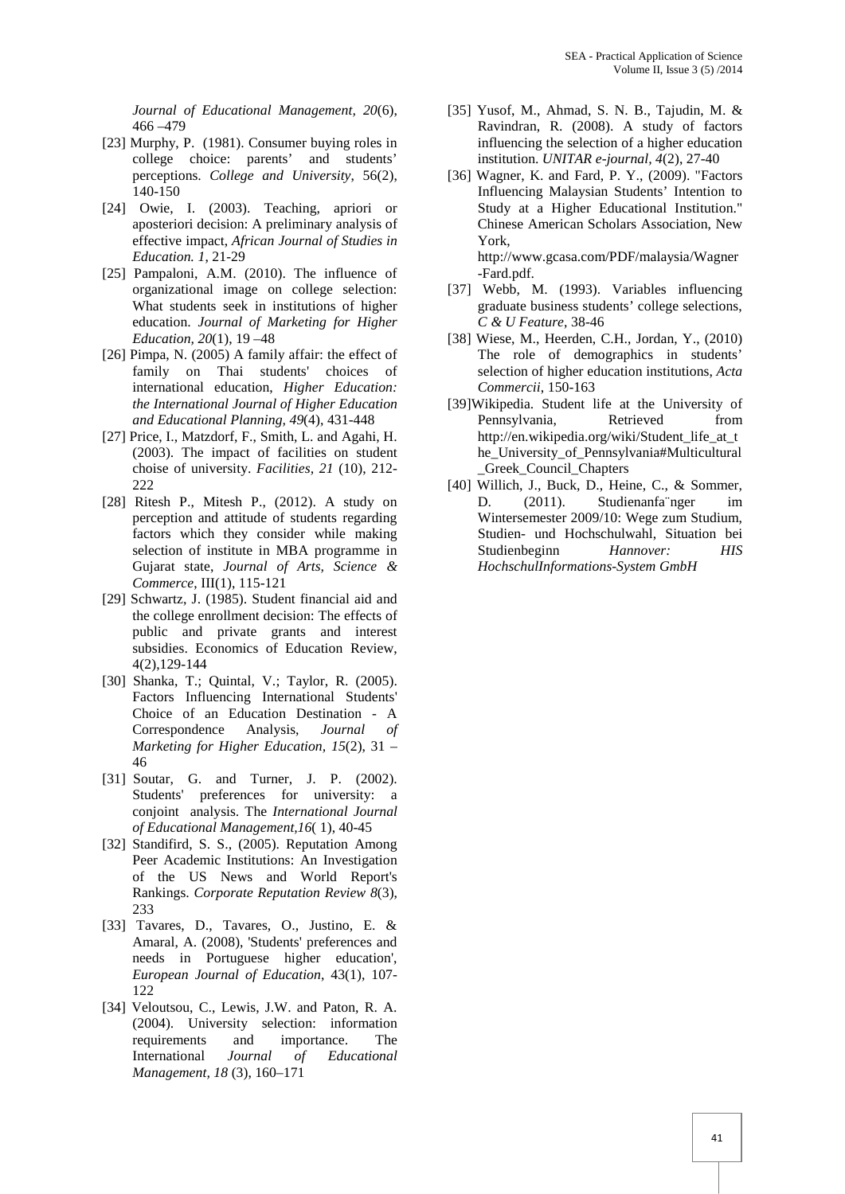*Journal of Educational Management, 20*(6), 466 –479

[23] Murphy, P. (1981). Consumer buying roles in college choice: parents' and students' perceptions. *College and University*, 56(2), 140-150

[24] Owie, I. (2003). Teaching, apriori or aposteriori decision: A preliminary analysis of effective impact, *African Journal of Studies in Education. 1*, 21-29

[25] Pampaloni, A.M. (2010). The influence of organizational image on college selection: What students seek in institutions of higher education. *Journal of Marketing for Higher Education, 20*(1), 19 –48

[26] Pimpa, N. (2005) A family affair: the effect of family on Thai students' choices of international education, *Higher Education: the International Journal of Higher Education and Educational Planning, 49*(4), 431-448

[27] Price, I., Matzdorf, F., Smith, L. and Agahi, H. (2003). The impact of facilities on student choise of university. *Facilities, 21* (10), 212-222

[28] Ritesh P., Mitesh P., (2012). A study on perception and attitude of students regarding factors which they consider while making selection of institute in MBA programme in Gujarat state, *Journal of Arts, Science & Commerce*, III(1), 115-121

[29] Schwartz, J. (1985). Student financial aid and the college enrollment decision: The effects of public and private grants and interest subsidies. Economics of Education Review, 4(2),129-144

[30] Shanka, T.; Quintal, V.; Taylor, R. (2005). Factors Influencing International Students' Choice of an Education Destination - A Correspondence Analysis, *Journal of Marketing for Higher Education, 15*(2), 31 – 46

[31] Soutar, G. and Turner, J. P. (2002). Students' preferences for university: a conjoint analysis. The *International Journal of Educational Management,16*( 1), 40-45

[32] Standifird, S. S., (2005). Reputation Among Peer Academic Institutions: An Investigation of the US News and World Report's Rankings. *Corporate Reputation Review 8*(3), 233

[33] Tavares, D., Tavares, O., Justino, E. & Amaral, A. (2008), 'Students' preferences and needs in Portuguese higher education', *European Journal of Education*, 43(1), 107-122

[34] Veloutsou, C., Lewis, J.W. and Paton, R. A. (2004). University selection: information requirements and importance. The International *Journal of Educational Management, 18* (3), 160–171

[35] Yusof, M., Ahmad, S. N. B., Tajudin, M. & Ravindran, R. (2008). A study of factors influencing the selection of a higher education institution. *UNITAR e-journal, 4*(2), 27-40

[36] Wagner, K. and Fard, P. Y., (2009). "Factors Influencing Malaysian Students' Intention to Study at a Higher Educational Institution." Chinese American Scholars Association, New York, http://www.gcasa.com/PDF/malaysia/Wagner-Fard.pdf.

[37] Webb, M. (1993). Variables influencing graduate business students' college selections, *C & U Feature*, 38-46

[38] Wiese, M., Heerden, C.H., Jordan, Y., (2010) The role of demographics in students' selection of higher education institutions, *Acta Commercii*, 150-163

[39]Wikipedia. Student life at the University of Pennsylvania, Retrieved from http://en.wikipedia.org/wiki/Student_life_at_the_University_of_Pennsylvania#Multicultural_Greek_Council_Chapters

[40] Willich, J., Buck, D., Heine, C., & Sommer, D. (2011). Studienanfa¨nger im Wintersemester 2009/10: Wege zum Studium, Studien- und Hochschulwahl, Situation bei Studienbeginn *Hannover: HIS HochschulInformations-System GmbH*